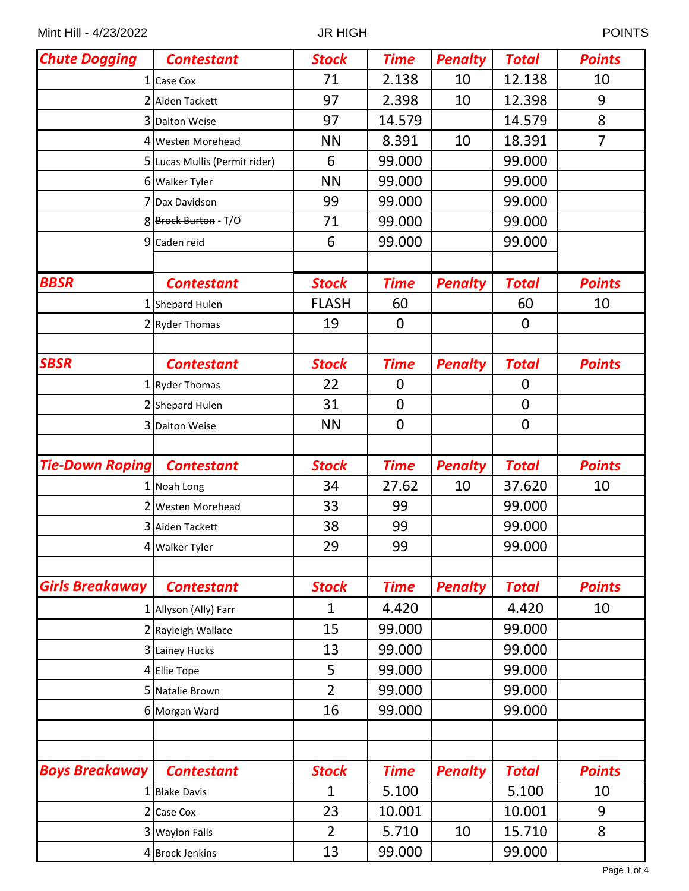Mint Hill - 4/23/2022 JR HIGH POINTS

| Chute Dogging | Contestant | Stock | Time | Penalty | Total | Points |
|---|---|---|---|---|---|---|
| 1 | Case Cox | 71 | 2.138 | 10 | 12.138 | 10 |
| 2 | Aiden Tackett | 97 | 2.398 | 10 | 12.398 | 9 |
| 3 | Dalton Weise | 97 | 14.579 | | 14.579 | 8 |
| 4 | Westen Morehead | NN | 8.391 | 10 | 18.391 | 7 |
| 5 | Lucas Mullis (Permit rider) | 6 | 99.000 | | 99.000 | |
| 6 | Walker Tyler | NN | 99.000 | | 99.000 | |
| 7 | Dax Davidson | 99 | 99.000 | | 99.000 | |
| 8 | ~~Brock Burton~~ - T/O | 71 | 99.000 | | 99.000 | |
| 9 | Caden reid | 6 | 99.000 | | 99.000 | |

| BBSR | Contestant | Stock | Time | Penalty | Total | Points |
|---|---|---|---|---|---|---|
| 1 | Shepard Hulen | FLASH | 60 | | 60 | 10 |
| 2 | Ryder Thomas | 19 | 0 | | 0 | |

| SBSR | Contestant | Stock | Time | Penalty | Total | Points |
|---|---|---|---|---|---|---|
| 1 | Ryder Thomas | 22 | 0 | | 0 | |
| 2 | Shepard Hulen | 31 | 0 | | 0 | |
| 3 | Dalton Weise | NN | 0 | | 0 | |

| Tie-Down Roping | Contestant | Stock | Time | Penalty | Total | Points |
|---|---|---|---|---|---|---|
| 1 | Noah Long | 34 | 27.62 | 10 | 37.620 | 10 |
| 2 | Westen Morehead | 33 | 99 | | 99.000 | |
| 3 | Aiden Tackett | 38 | 99 | | 99.000 | |
| 4 | Walker Tyler | 29 | 99 | | 99.000 | |

| Girls Breakaway | Contestant | Stock | Time | Penalty | Total | Points |
|---|---|---|---|---|---|---|
| 1 | Allyson (Ally) Farr | 1 | 4.420 | | 4.420 | 10 |
| 2 | Rayleigh Wallace | 15 | 99.000 | | 99.000 | |
| 3 | Lainey Hucks | 13 | 99.000 | | 99.000 | |
| 4 | Ellie Tope | 5 | 99.000 | | 99.000 | |
| 5 | Natalie Brown | 2 | 99.000 | | 99.000 | |
| 6 | Morgan Ward | 16 | 99.000 | | 99.000 | |

| Boys Breakaway | Contestant | Stock | Time | Penalty | Total | Points |
|---|---|---|---|---|---|---|
| 1 | Blake Davis | 1 | 5.100 | | 5.100 | 10 |
| 2 | Case Cox | 23 | 10.001 | | 10.001 | 9 |
| 3 | Waylon Falls | 2 | 5.710 | 10 | 15.710 | 8 |
| 4 | Brock Jenkins | 13 | 99.000 | | 99.000 | |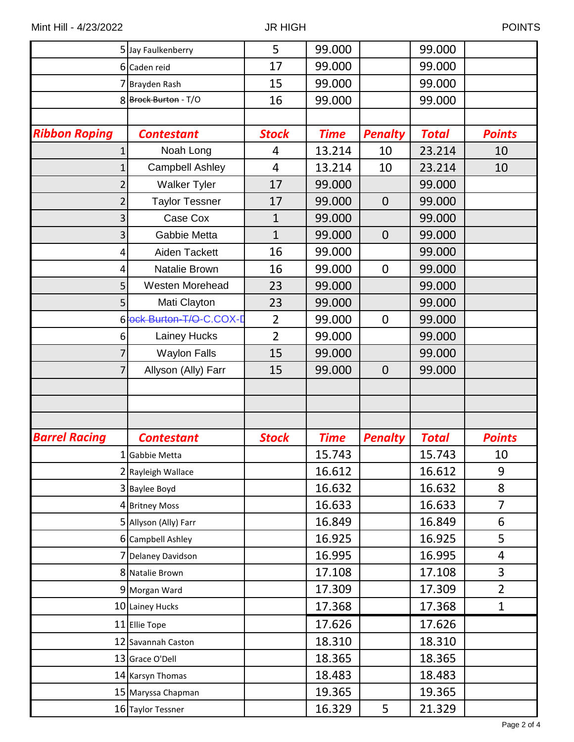| | | | | | | |
|---|---|---|---|---|---|---|
| 5 | Jay Faulkenberry | 5 | 99.000 | | 99.000 | |
| 6 | Caden reid | 17 | 99.000 | | 99.000 | |
| 7 | Brayden Rash | 15 | 99.000 | | 99.000 | |
| 8 | ~~Brock Burton~~ - T/O | 16 | 99.000 | | 99.000 | |

| Ribbon Roping | Contestant | Stock | Time | Penalty | Total | Points |
|---|---|---|---|---|---|---|
| 1 | Noah Long | 4 | 13.214 | 10 | 23.214 | 10 |
| 1 | Campbell Ashley | 4 | 13.214 | 10 | 23.214 | 10 |
| 2 | Walker Tyler | 17 | 99.000 | | 99.000 | |
| 2 | Taylor Tessner | 17 | 99.000 | 0 | 99.000 | |
| 3 | Case Cox | 1 | 99.000 | | 99.000 | |
| 3 | Gabbie Metta | 1 | 99.000 | 0 | 99.000 | |
| 4 | Aiden Tackett | 16 | 99.000 | | 99.000 | |
| 4 | Natalie Brown | 16 | 99.000 | 0 | 99.000 | |
| 5 | Westen Morehead | 23 | 99.000 | | 99.000 | |
| 5 | Mati Clayton | 23 | 99.000 | | 99.000 | |
| 6 | ~~ock Burton-T/O~~-C.COX-[ | 2 | 99.000 | 0 | 99.000 | |
| 6 | Lainey Hucks | 2 | 99.000 | | 99.000 | |
| 7 | Waylon Falls | 15 | 99.000 | | 99.000 | |
| 7 | Allyson (Ally) Farr | 15 | 99.000 | 0 | 99.000 | |

| Barrel Racing | Contestant | Stock | Time | Penalty | Total | Points |
|---|---|---|---|---|---|---|
| 1 | Gabbie Metta | | 15.743 | | 15.743 | 10 |
| 2 | Rayleigh Wallace | | 16.612 | | 16.612 | 9 |
| 3 | Baylee Boyd | | 16.632 | | 16.632 | 8 |
| 4 | Britney Moss | | 16.633 | | 16.633 | 7 |
| 5 | Allyson (Ally) Farr | | 16.849 | | 16.849 | 6 |
| 6 | Campbell Ashley | | 16.925 | | 16.925 | 5 |
| 7 | Delaney Davidson | | 16.995 | | 16.995 | 4 |
| 8 | Natalie Brown | | 17.108 | | 17.108 | 3 |
| 9 | Morgan Ward | | 17.309 | | 17.309 | 2 |
| 10 | Lainey Hucks | | 17.368 | | 17.368 | 1 |
| 11 | Ellie Tope | | 17.626 | | 17.626 | |
| 12 | Savannah Caston | | 18.310 | | 18.310 | |
| 13 | Grace O'Dell | | 18.365 | | 18.365 | |
| 14 | Karsyn Thomas | | 18.483 | | 18.483 | |
| 15 | Maryssa Chapman | | 19.365 | | 19.365 | |
| 16 | Taylor Tessner | | 16.329 | 5 | 21.329 | |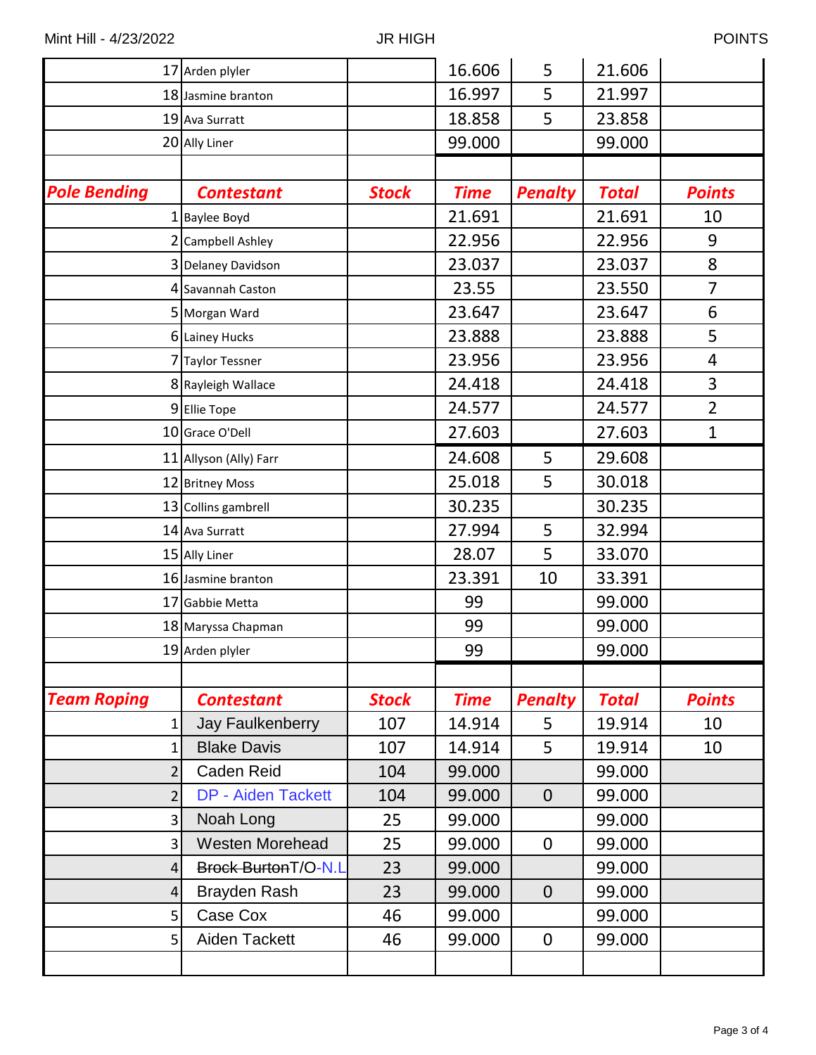| | Contestant | Stock | Time | Penalty | Total | Points |
|---|---|---|---|---|---|---|
| 17 | Arden plyler | | 16.606 | 5 | 21.606 | |
| 18 | Jasmine branton | | 16.997 | 5 | 21.997 | |
| 19 | Ava Surratt | | 18.858 | 5 | 23.858 | |
| 20 | Ally Liner | | 99.000 | | 99.000 | |

| Pole Bending | Contestant | Stock | Time | Penalty | Total | Points |
|---|---|---|---|---|---|---|
| 1 | Baylee Boyd | | 21.691 | | 21.691 | 10 |
| 2 | Campbell Ashley | | 22.956 | | 22.956 | 9 |
| 3 | Delaney Davidson | | 23.037 | | 23.037 | 8 |
| 4 | Savannah Caston | | 23.55 | | 23.550 | 7 |
| 5 | Morgan Ward | | 23.647 | | 23.647 | 6 |
| 6 | Lainey Hucks | | 23.888 | | 23.888 | 5 |
| 7 | Taylor Tessner | | 23.956 | | 23.956 | 4 |
| 8 | Rayleigh Wallace | | 24.418 | | 24.418 | 3 |
| 9 | Ellie Tope | | 24.577 | | 24.577 | 2 |
| 10 | Grace O'Dell | | 27.603 | | 27.603 | 1 |
| 11 | Allyson (Ally) Farr | | 24.608 | 5 | 29.608 | |
| 12 | Britney Moss | | 25.018 | 5 | 30.018 | |
| 13 | Collins gambrell | | 30.235 | | 30.235 | |
| 14 | Ava Surratt | | 27.994 | 5 | 32.994 | |
| 15 | Ally Liner | | 28.07 | 5 | 33.070 | |
| 16 | Jasmine branton | | 23.391 | 10 | 33.391 | |
| 17 | Gabbie Metta | | 99 | | 99.000 | |
| 18 | Maryssa Chapman | | 99 | | 99.000 | |
| 19 | Arden plyler | | 99 | | 99.000 | |

| Team Roping | Contestant | Stock | Time | Penalty | Total | Points |
|---|---|---|---|---|---|---|
| 1 | Jay Faulkenberry | 107 | 14.914 | 5 | 19.914 | 10 |
| 1 | Blake Davis | 107 | 14.914 | 5 | 19.914 | 10 |
| 2 | Caden Reid | 104 | 99.000 | | 99.000 | |
| 2 | DP - Aiden Tackett | 104 | 99.000 | 0 | 99.000 | |
| 3 | Noah Long | 25 | 99.000 | | 99.000 | |
| 3 | Westen Morehead | 25 | 99.000 | 0 | 99.000 | |
| 4 | ~~Brock Burton~~T/O-N.L | 23 | 99.000 | | 99.000 | |
| 4 | Brayden Rash | 23 | 99.000 | 0 | 99.000 | |
| 5 | Case Cox | 46 | 99.000 | | 99.000 | |
| 5 | Aiden Tackett | 46 | 99.000 | 0 | 99.000 | |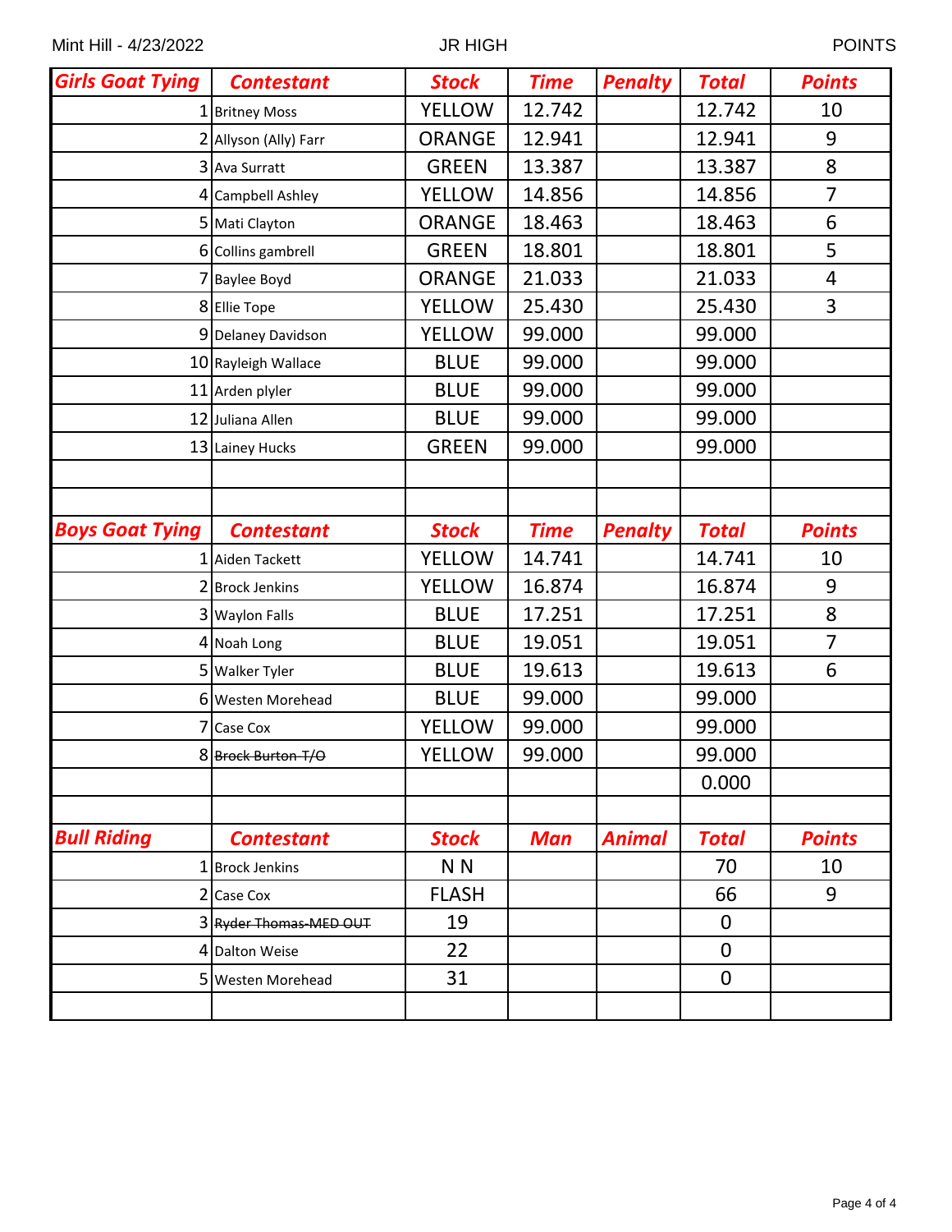Mint Hill - 4/23/2022 | JR HIGH | POINTS

| Girls Goat Tying | Contestant | Stock | Time | Penalty | Total | Points |
|---|---|---|---|---|---|---|
| 1 | Britney Moss | YELLOW | 12.742 | | 12.742 | 10 |
| 2 | Allyson (Ally) Farr | ORANGE | 12.941 | | 12.941 | 9 |
| 3 | Ava Surratt | GREEN | 13.387 | | 13.387 | 8 |
| 4 | Campbell Ashley | YELLOW | 14.856 | | 14.856 | 7 |
| 5 | Mati Clayton | ORANGE | 18.463 | | 18.463 | 6 |
| 6 | Collins gambrell | GREEN | 18.801 | | 18.801 | 5 |
| 7 | Baylee Boyd | ORANGE | 21.033 | | 21.033 | 4 |
| 8 | Ellie Tope | YELLOW | 25.430 | | 25.430 | 3 |
| 9 | Delaney Davidson | YELLOW | 99.000 | | 99.000 | |
| 10 | Rayleigh Wallace | BLUE | 99.000 | | 99.000 | |
| 11 | Arden plyler | BLUE | 99.000 | | 99.000 | |
| 12 | Juliana Allen | BLUE | 99.000 | | 99.000 | |
| 13 | Lainey Hucks | GREEN | 99.000 | | 99.000 | |

| Boys Goat Tying | Contestant | Stock | Time | Penalty | Total | Points |
|---|---|---|---|---|---|---|
| 1 | Aiden Tackett | YELLOW | 14.741 | | 14.741 | 10 |
| 2 | Brock Jenkins | YELLOW | 16.874 | | 16.874 | 9 |
| 3 | Waylon Falls | BLUE | 17.251 | | 17.251 | 8 |
| 4 | Noah Long | BLUE | 19.051 | | 19.051 | 7 |
| 5 | Walker Tyler | BLUE | 19.613 | | 19.613 | 6 |
| 6 | Westen Morehead | BLUE | 99.000 | | 99.000 | |
| 7 | Case Cox | YELLOW | 99.000 | | 99.000 | |
| 8 | ~~Brock Burton T/O~~ | YELLOW | 99.000 | | 99.000 | |
| | | | | | 0.000 | |

| Bull Riding | Contestant | Stock | Man | Animal | Total | Points |
|---|---|---|---|---|---|---|
| 1 | Brock Jenkins | N N | | | 70 | 10 |
| 2 | Case Cox | FLASH | | | 66 | 9 |
| 3 | ~~Ryder Thomas-MED OUT~~ | 19 | | | 0 | |
| 4 | Dalton Weise | 22 | | | 0 | |
| 5 | Westen Morehead | 31 | | | 0 | |